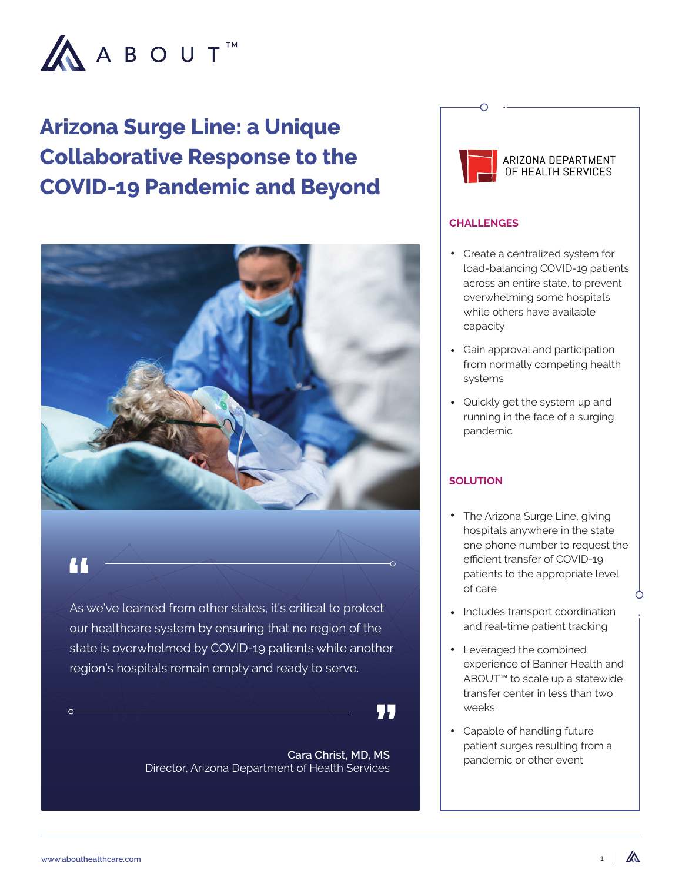# Arizona Surge Line: a Unique Collaborative Response to the COVID-19 Pandemic and Beyond

> As we've learned from other states, it's critical to protect our healthcare system by ensuring that no region of the state is overwhelmed by COVID-19 patients while another region's hospitals remain empty and ready to serve.
>
> **Cara Christ, MD, MS**
> Director, Arizona Department of Health Services

ARIZONA DEPARTMENT OF HEALTH SERVICES

## CHALLENGES

- Create a centralized system for load-balancing COVID-19 patients across an entire state, to prevent overwhelming some hospitals while others have available capacity
- Gain approval and participation from normally competing health systems
- Quickly get the system up and running in the face of a surging pandemic

## SOLUTION

- The Arizona Surge Line, giving hospitals anywhere in the state one phone number to request the efficient transfer of COVID-19 patients to the appropriate level of care
- Includes transport coordination and real-time patient tracking
- Leveraged the combined experience of Banner Health and ABOUT™ to scale up a statewide transfer center in less than two weeks
- Capable of handling future patient surges resulting from a pandemic or other event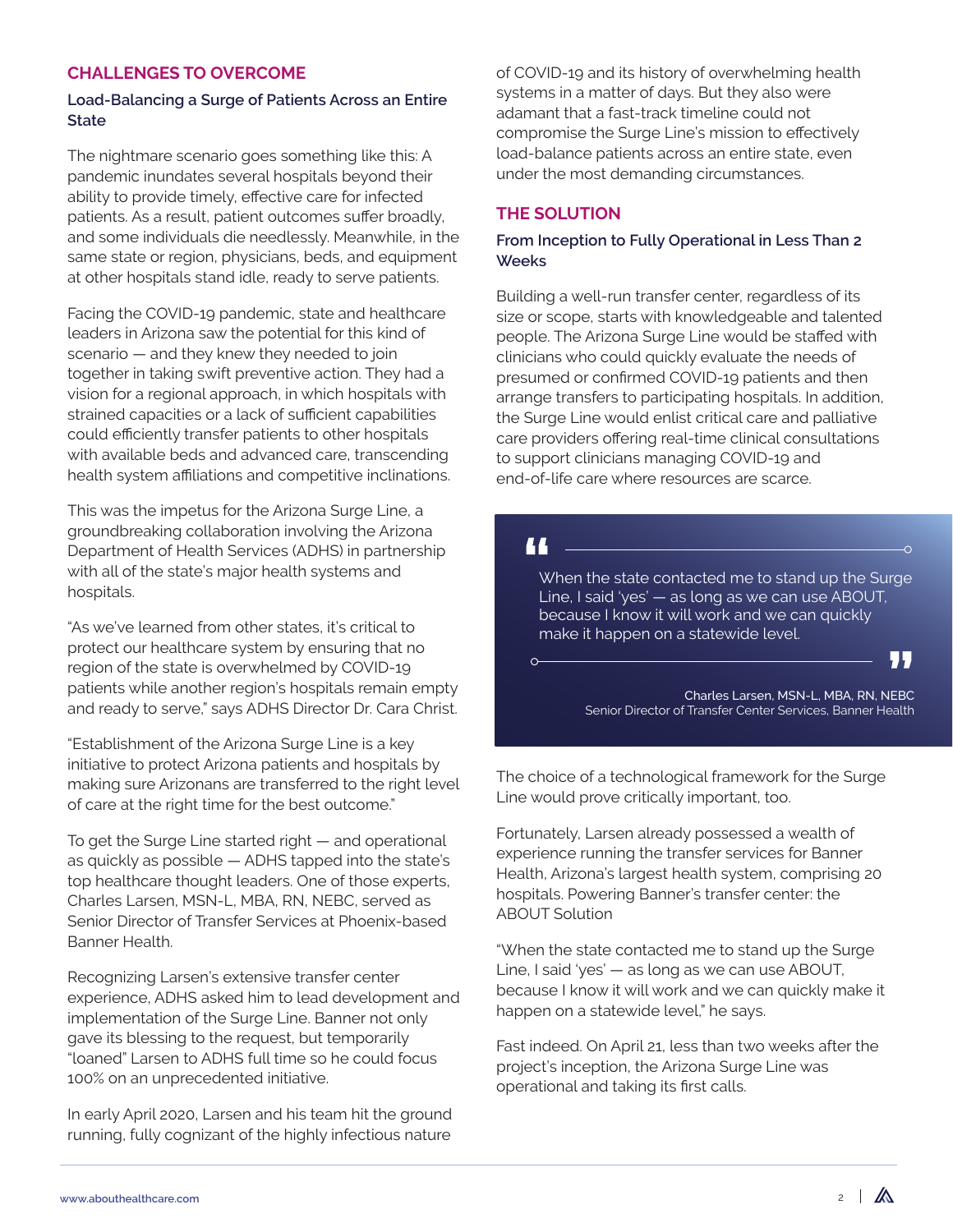## CHALLENGES TO OVERCOME

### Load-Balancing a Surge of Patients Across an Entire State

The nightmare scenario goes something like this: A pandemic inundates several hospitals beyond their ability to provide timely, effective care for infected patients. As a result, patient outcomes suffer broadly, and some individuals die needlessly. Meanwhile, in the same state or region, physicians, beds, and equipment at other hospitals stand idle, ready to serve patients.

Facing the COVID-19 pandemic, state and healthcare leaders in Arizona saw the potential for this kind of scenario — and they knew they needed to join together in taking swift preventive action. They had a vision for a regional approach, in which hospitals with strained capacities or a lack of sufficient capabilities could efficiently transfer patients to other hospitals with available beds and advanced care, transcending health system affiliations and competitive inclinations.

This was the impetus for the Arizona Surge Line, a groundbreaking collaboration involving the Arizona Department of Health Services (ADHS) in partnership with all of the state's major health systems and hospitals.

"As we've learned from other states, it's critical to protect our healthcare system by ensuring that no region of the state is overwhelmed by COVID-19 patients while another region's hospitals remain empty and ready to serve," says ADHS Director Dr. Cara Christ.

"Establishment of the Arizona Surge Line is a key initiative to protect Arizona patients and hospitals by making sure Arizonans are transferred to the right level of care at the right time for the best outcome."

To get the Surge Line started right — and operational as quickly as possible — ADHS tapped into the state's top healthcare thought leaders. One of those experts, Charles Larsen, MSN-L, MBA, RN, NEBC, served as Senior Director of Transfer Services at Phoenix-based Banner Health.

Recognizing Larsen's extensive transfer center experience, ADHS asked him to lead development and implementation of the Surge Line. Banner not only gave its blessing to the request, but temporarily "loaned" Larsen to ADHS full time so he could focus 100% on an unprecedented initiative.

In early April 2020, Larsen and his team hit the ground running, fully cognizant of the highly infectious nature of COVID-19 and its history of overwhelming health systems in a matter of days. But they also were adamant that a fast-track timeline could not compromise the Surge Line's mission to effectively load-balance patients across an entire state, even under the most demanding circumstances.

## THE SOLUTION

### From Inception to Fully Operational in Less Than 2 Weeks

Building a well-run transfer center, regardless of its size or scope, starts with knowledgeable and talented people. The Arizona Surge Line would be staffed with clinicians who could quickly evaluate the needs of presumed or confirmed COVID-19 patients and then arrange transfers to participating hospitals. In addition, the Surge Line would enlist critical care and palliative care providers offering real-time clinical consultations to support clinicians managing COVID-19 and end-of-life care where resources are scarce.

> "When the state contacted me to stand up the Surge Line, I said 'yes' — as long as we can use ABOUT, because I know it will work and we can quickly make it happen on a statewide level."
>
> Charles Larsen, MSN-L, MBA, RN, NEBC
> Senior Director of Transfer Center Services, Banner Health

The choice of a technological framework for the Surge Line would prove critically important, too.

Fortunately, Larsen already possessed a wealth of experience running the transfer services for Banner Health, Arizona's largest health system, comprising 20 hospitals. Powering Banner's transfer center: the ABOUT Solution

"When the state contacted me to stand up the Surge Line, I said 'yes' — as long as we can use ABOUT, because I know it will work and we can quickly make it happen on a statewide level," he says.

Fast indeed. On April 21, less than two weeks after the project's inception, the Arizona Surge Line was operational and taking its first calls.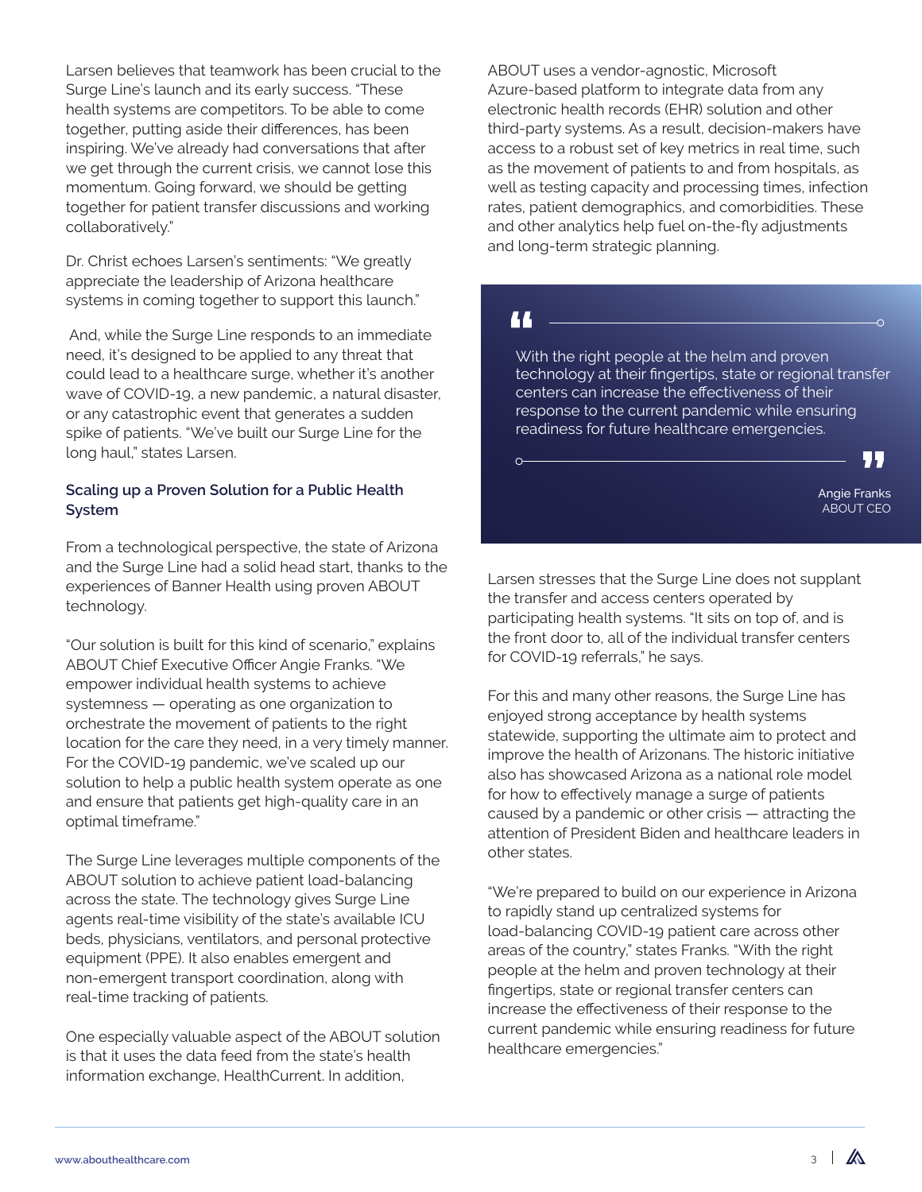Larsen believes that teamwork has been crucial to the Surge Line's launch and its early success. "These health systems are competitors. To be able to come together, putting aside their differences, has been inspiring. We've already had conversations that after we get through the current crisis, we cannot lose this momentum. Going forward, we should be getting together for patient transfer discussions and working collaboratively."

Dr. Christ echoes Larsen's sentiments: "We greatly appreciate the leadership of Arizona healthcare systems in coming together to support this launch."

And, while the Surge Line responds to an immediate need, it's designed to be applied to any threat that could lead to a healthcare surge, whether it's another wave of COVID-19, a new pandemic, a natural disaster, or any catastrophic event that generates a sudden spike of patients. "We've built our Surge Line for the long haul," states Larsen.

### Scaling up a Proven Solution for a Public Health System

From a technological perspective, the state of Arizona and the Surge Line had a solid head start, thanks to the experiences of Banner Health using proven ABOUT technology.

"Our solution is built for this kind of scenario," explains ABOUT Chief Executive Officer Angie Franks. "We empower individual health systems to achieve systemness — operating as one organization to orchestrate the movement of patients to the right location for the care they need, in a very timely manner. For the COVID-19 pandemic, we've scaled up our solution to help a public health system operate as one and ensure that patients get high-quality care in an optimal timeframe."

The Surge Line leverages multiple components of the ABOUT solution to achieve patient load-balancing across the state. The technology gives Surge Line agents real-time visibility of the state's available ICU beds, physicians, ventilators, and personal protective equipment (PPE). It also enables emergent and non-emergent transport coordination, along with real-time tracking of patients.

One especially valuable aspect of the ABOUT solution is that it uses the data feed from the state's health information exchange, HealthCurrent. In addition, ABOUT uses a vendor-agnostic, Microsoft Azure-based platform to integrate data from any electronic health records (EHR) solution and other third-party systems. As a result, decision-makers have access to a robust set of key metrics in real time, such as the movement of patients to and from hospitals, as well as testing capacity and processing times, infection rates, patient demographics, and comorbidities. These and other analytics help fuel on-the-fly adjustments and long-term strategic planning.

> "With the right people at the helm and proven technology at their fingertips, state or regional transfer centers can increase the effectiveness of their response to the current pandemic while ensuring readiness for future healthcare emergencies."
>
> Angie Franks
> ABOUT CEO

Larsen stresses that the Surge Line does not supplant the transfer and access centers operated by participating health systems. "It sits on top of, and is the front door to, all of the individual transfer centers for COVID-19 referrals," he says.

For this and many other reasons, the Surge Line has enjoyed strong acceptance by health systems statewide, supporting the ultimate aim to protect and improve the health of Arizonans. The historic initiative also has showcased Arizona as a national role model for how to effectively manage a surge of patients caused by a pandemic or other crisis — attracting the attention of President Biden and healthcare leaders in other states.

"We're prepared to build on our experience in Arizona to rapidly stand up centralized systems for load-balancing COVID-19 patient care across other areas of the country," states Franks. "With the right people at the helm and proven technology at their fingertips, state or regional transfer centers can increase the effectiveness of their response to the current pandemic while ensuring readiness for future healthcare emergencies."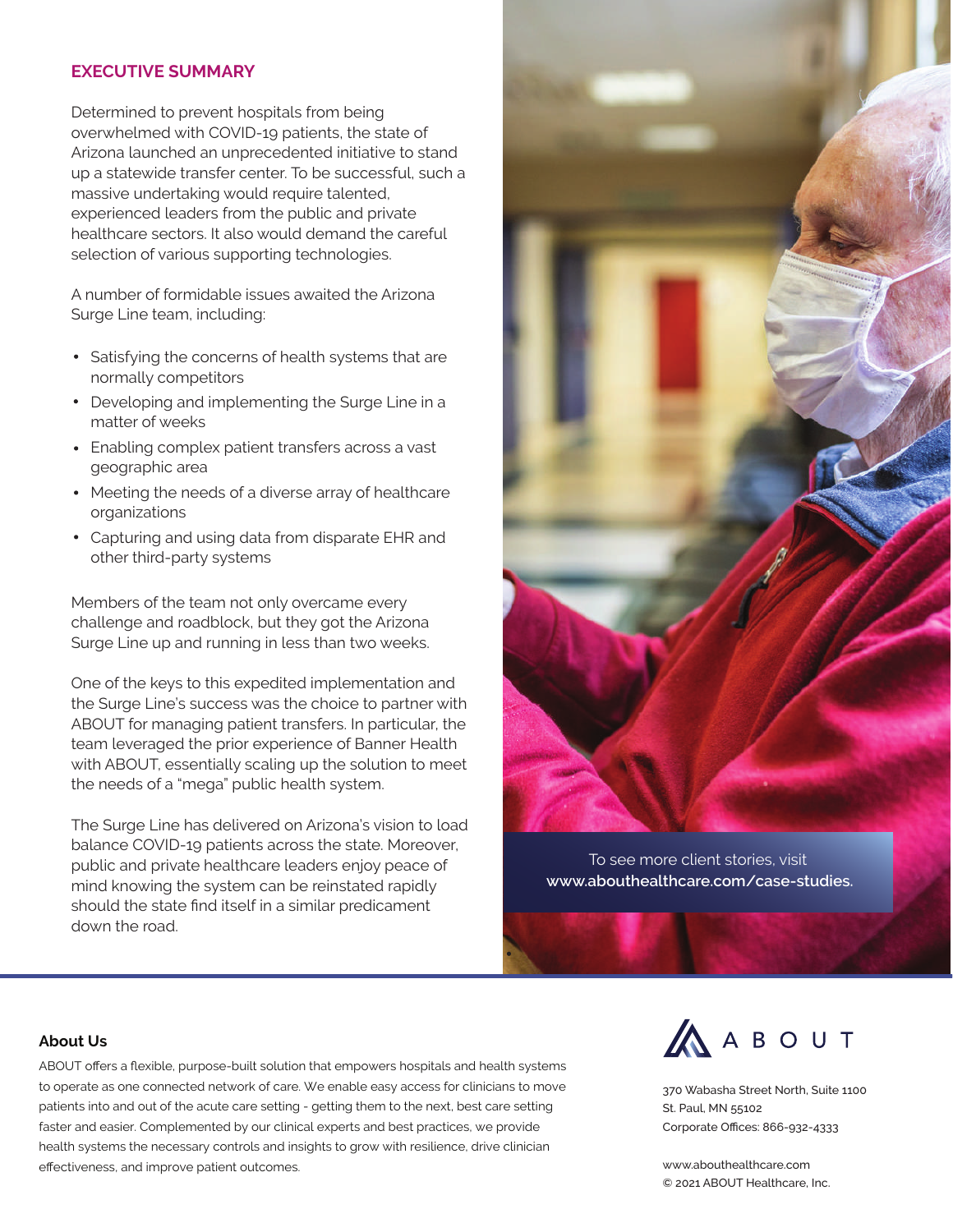## EXECUTIVE SUMMARY

Determined to prevent hospitals from being overwhelmed with COVID-19 patients, the state of Arizona launched an unprecedented initiative to stand up a statewide transfer center. To be successful, such a massive undertaking would require talented, experienced leaders from the public and private healthcare sectors. It also would demand the careful selection of various supporting technologies.

A number of formidable issues awaited the Arizona Surge Line team, including:

- Satisfying the concerns of health systems that are normally competitors
- Developing and implementing the Surge Line in a matter of weeks
- Enabling complex patient transfers across a vast geographic area
- Meeting the needs of a diverse array of healthcare organizations
- Capturing and using data from disparate EHR and other third-party systems

Members of the team not only overcame every challenge and roadblock, but they got the Arizona Surge Line up and running in less than two weeks.

One of the keys to this expedited implementation and the Surge Line's success was the choice to partner with ABOUT for managing patient transfers. In particular, the team leveraged the prior experience of Banner Health with ABOUT, essentially scaling up the solution to meet the needs of a "mega" public health system.

The Surge Line has delivered on Arizona's vision to load balance COVID-19 patients across the state. Moreover, public and private healthcare leaders enjoy peace of mind knowing the system can be reinstated rapidly should the state find itself in a similar predicament down the road.

To see more client stories, visit **www.abouthealthcare.com/case-studies.**

### About Us

ABOUT offers a flexible, purpose-built solution that empowers hospitals and health systems to operate as one connected network of care. We enable easy access for clinicians to move patients into and out of the acute care setting - getting them to the next, best care setting faster and easier. Complemented by our clinical experts and best practices, we provide health systems the necessary controls and insights to grow with resilience, drive clinician effectiveness, and improve patient outcomes.

ABOUT

370 Wabasha Street North, Suite 1100
St. Paul, MN 55102
Corporate Offices: 866-932-4333

www.abouthealthcare.com
© 2021 ABOUT Healthcare, Inc.